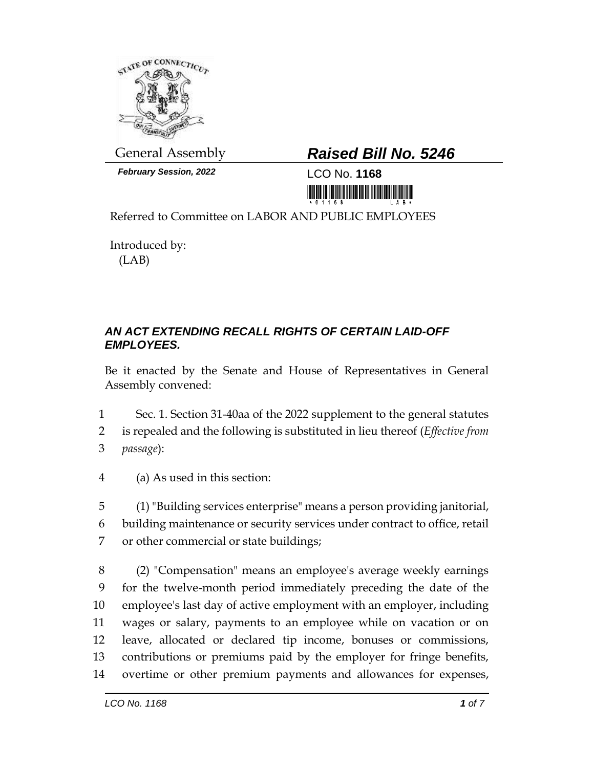General Assembly

***February Session, 2022***

# ***Raised Bill No. 5246***

LCO No. **1168**

Referred to Committee on LABOR AND PUBLIC EMPLOYEES

Introduced by:
(LAB)

### ***AN ACT EXTENDING RECALL RIGHTS OF CERTAIN LAID-OFF EMPLOYEES.***

Be it enacted by the Senate and House of Representatives in General Assembly convened:

1 Sec. 1. Section 31-40aa of the 2022 supplement to the general statutes
2 is repealed and the following is substituted in lieu thereof (*Effective from*
3 *passage*):

4 (a) As used in this section:

5 (1) "Building services enterprise" means a person providing janitorial,
6 building maintenance or security services under contract to office, retail
7 or other commercial or state buildings;

8 (2) "Compensation" means an employee's average weekly earnings
9 for the twelve-month period immediately preceding the date of the
10 employee's last day of active employment with an employer, including
11 wages or salary, payments to an employee while on vacation or on
12 leave, allocated or declared tip income, bonuses or commissions,
13 contributions or premiums paid by the employer for fringe benefits,
14 overtime or other premium payments and allowances for expenses,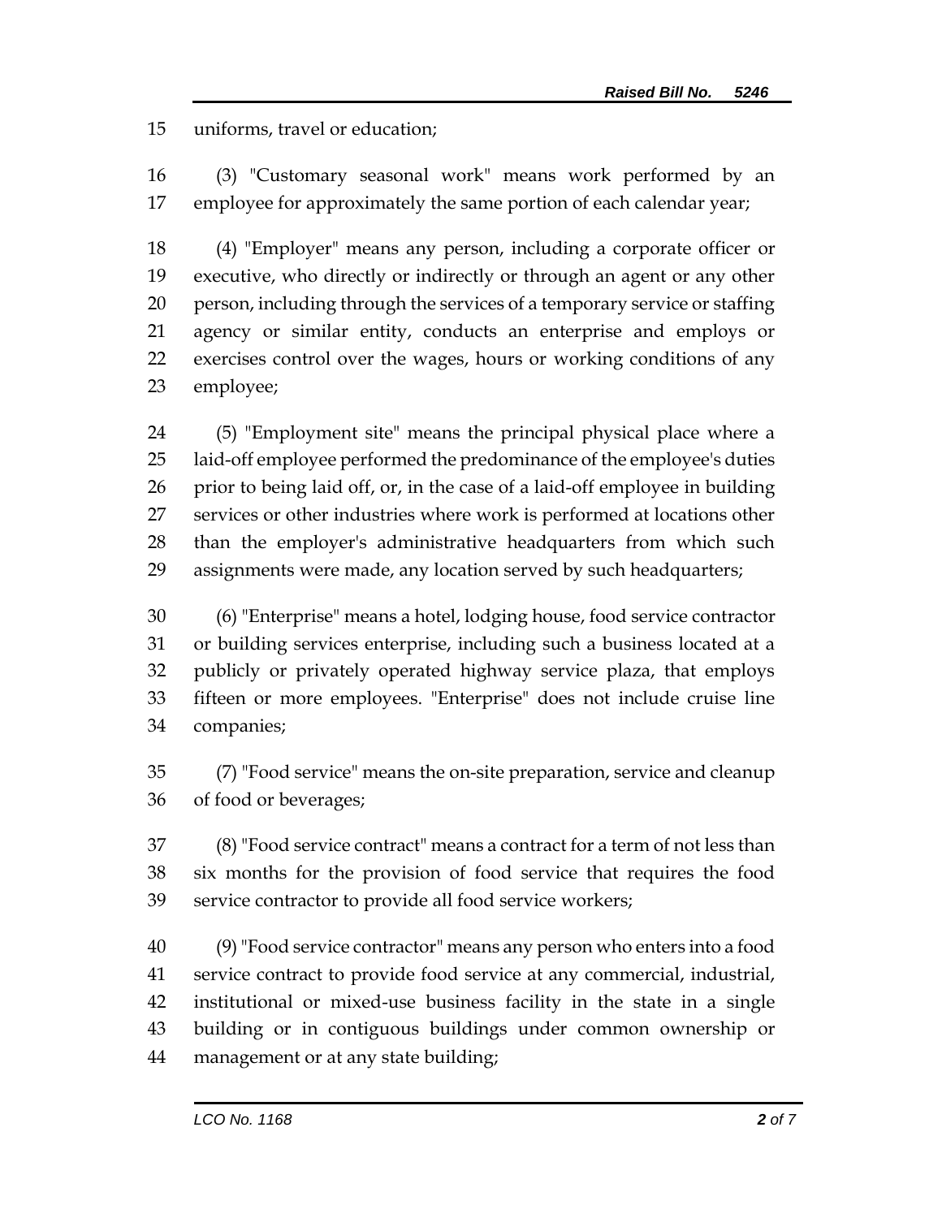uniforms, travel or education;

(3) "Customary seasonal work" means work performed by an employee for approximately the same portion of each calendar year;

(4) "Employer" means any person, including a corporate officer or executive, who directly or indirectly or through an agent or any other person, including through the services of a temporary service or staffing agency or similar entity, conducts an enterprise and employs or exercises control over the wages, hours or working conditions of any employee;

(5) "Employment site" means the principal physical place where a laid-off employee performed the predominance of the employee's duties prior to being laid off, or, in the case of a laid-off employee in building services or other industries where work is performed at locations other than the employer's administrative headquarters from which such assignments were made, any location served by such headquarters;

(6) "Enterprise" means a hotel, lodging house, food service contractor or building services enterprise, including such a business located at a publicly or privately operated highway service plaza, that employs fifteen or more employees. "Enterprise" does not include cruise line companies;

(7) "Food service" means the on-site preparation, service and cleanup of food or beverages;

(8) "Food service contract" means a contract for a term of not less than six months for the provision of food service that requires the food service contractor to provide all food service workers;

(9) "Food service contractor" means any person who enters into a food service contract to provide food service at any commercial, industrial, institutional or mixed-use business facility in the state in a single building or in contiguous buildings under common ownership or management or at any state building;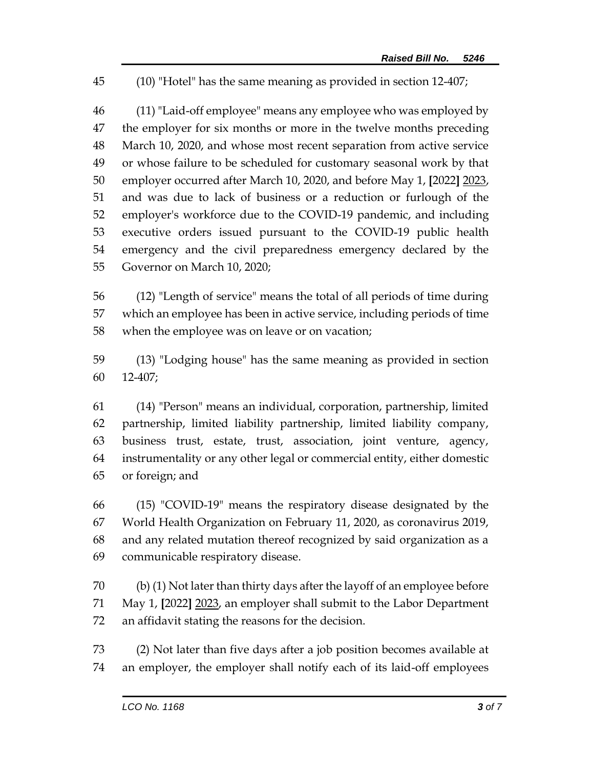45 (10) "Hotel" has the same meaning as provided in section 12-407;

46 (11) "Laid-off employee" means any employee who was employed by
47 the employer for six months or more in the twelve months preceding
48 March 10, 2020, and whose most recent separation from active service
49 or whose failure to be scheduled for customary seasonal work by that
50 employer occurred after March 10, 2020, and before May 1, [2022] 2023,
51 and was due to lack of business or a reduction or furlough of the
52 employer's workforce due to the COVID-19 pandemic, and including
53 executive orders issued pursuant to the COVID-19 public health
54 emergency and the civil preparedness emergency declared by the
55 Governor on March 10, 2020;

56 (12) "Length of service" means the total of all periods of time during
57 which an employee has been in active service, including periods of time
58 when the employee was on leave or on vacation;

59 (13) "Lodging house" has the same meaning as provided in section
60 12-407;

61 (14) "Person" means an individual, corporation, partnership, limited
62 partnership, limited liability partnership, limited liability company,
63 business trust, estate, trust, association, joint venture, agency,
64 instrumentality or any other legal or commercial entity, either domestic
65 or foreign; and

66 (15) "COVID-19" means the respiratory disease designated by the
67 World Health Organization on February 11, 2020, as coronavirus 2019,
68 and any related mutation thereof recognized by said organization as a
69 communicable respiratory disease.

70 (b) (1) Not later than thirty days after the layoff of an employee before
71 May 1, [2022] 2023, an employer shall submit to the Labor Department
72 an affidavit stating the reasons for the decision.

73 (2) Not later than five days after a job position becomes available at
74 an employer, the employer shall notify each of its laid-off employees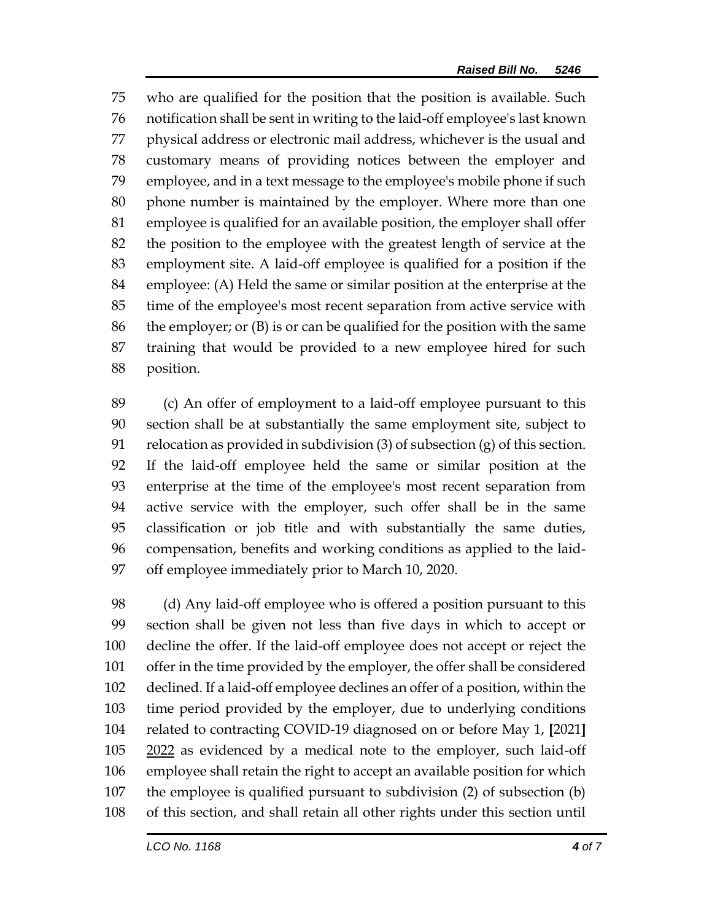who are qualified for the position that the position is available. Such notification shall be sent in writing to the laid-off employee's last known physical address or electronic mail address, whichever is the usual and customary means of providing notices between the employer and employee, and in a text message to the employee's mobile phone if such phone number is maintained by the employer. Where more than one employee is qualified for an available position, the employer shall offer the position to the employee with the greatest length of service at the employment site. A laid-off employee is qualified for a position if the employee: (A) Held the same or similar position at the enterprise at the time of the employee's most recent separation from active service with the employer; or (B) is or can be qualified for the position with the same training that would be provided to a new employee hired for such position.

(c) An offer of employment to a laid-off employee pursuant to this section shall be at substantially the same employment site, subject to relocation as provided in subdivision (3) of subsection (g) of this section. If the laid-off employee held the same or similar position at the enterprise at the time of the employee's most recent separation from active service with the employer, such offer shall be in the same classification or job title and with substantially the same duties, compensation, benefits and working conditions as applied to the laid-off employee immediately prior to March 10, 2020.

(d) Any laid-off employee who is offered a position pursuant to this section shall be given not less than five days in which to accept or decline the offer. If the laid-off employee does not accept or reject the offer in the time provided by the employer, the offer shall be considered declined. If a laid-off employee declines an offer of a position, within the time period provided by the employer, due to underlying conditions related to contracting COVID-19 diagnosed on or before May 1, [2021] <u>2022</u> as evidenced by a medical note to the employer, such laid-off employee shall retain the right to accept an available position for which the employee is qualified pursuant to subdivision (2) of subsection (b) of this section, and shall retain all other rights under this section until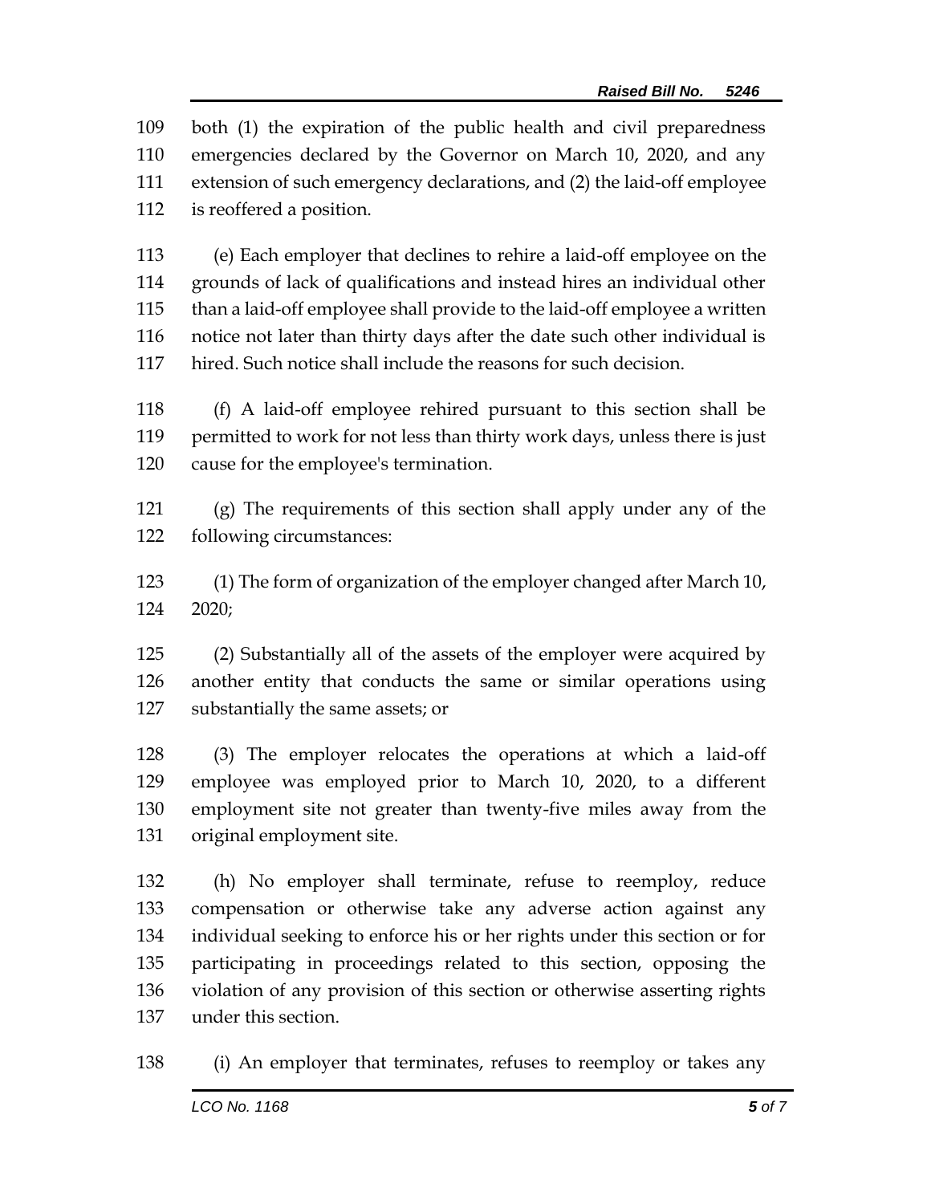both (1) the expiration of the public health and civil preparedness emergencies declared by the Governor on March 10, 2020, and any extension of such emergency declarations, and (2) the laid-off employee is reoffered a position.

(e) Each employer that declines to rehire a laid-off employee on the grounds of lack of qualifications and instead hires an individual other than a laid-off employee shall provide to the laid-off employee a written notice not later than thirty days after the date such other individual is hired. Such notice shall include the reasons for such decision.

(f) A laid-off employee rehired pursuant to this section shall be permitted to work for not less than thirty work days, unless there is just cause for the employee's termination.

(g) The requirements of this section shall apply under any of the following circumstances:

(1) The form of organization of the employer changed after March 10, 2020;

(2) Substantially all of the assets of the employer were acquired by another entity that conducts the same or similar operations using substantially the same assets; or

(3) The employer relocates the operations at which a laid-off employee was employed prior to March 10, 2020, to a different employment site not greater than twenty-five miles away from the original employment site.

(h) No employer shall terminate, refuse to reemploy, reduce compensation or otherwise take any adverse action against any individual seeking to enforce his or her rights under this section or for participating in proceedings related to this section, opposing the violation of any provision of this section or otherwise asserting rights under this section.

(i) An employer that terminates, refuses to reemploy or takes any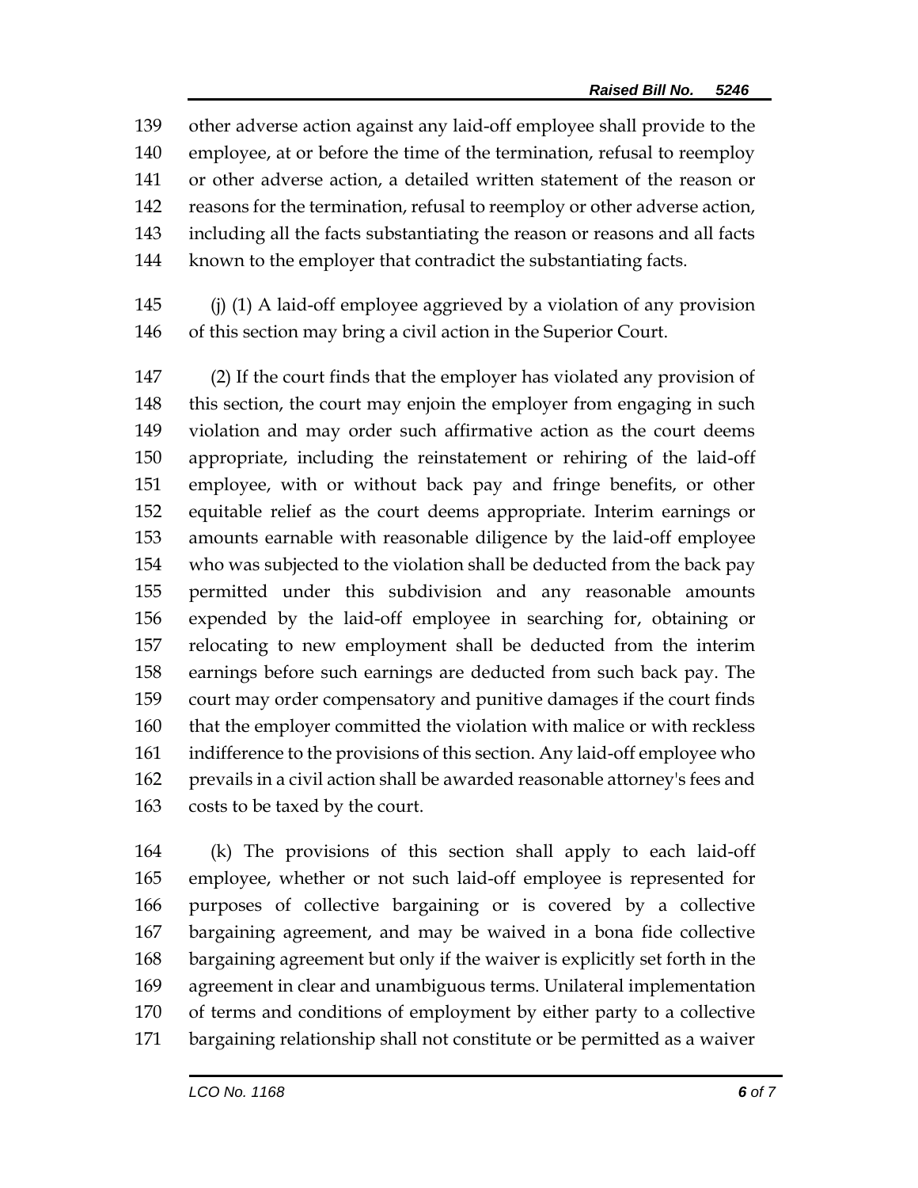other adverse action against any laid-off employee shall provide to the employee, at or before the time of the termination, refusal to reemploy or other adverse action, a detailed written statement of the reason or reasons for the termination, refusal to reemploy or other adverse action, including all the facts substantiating the reason or reasons and all facts known to the employer that contradict the substantiating facts.

(j) (1) A laid-off employee aggrieved by a violation of any provision of this section may bring a civil action in the Superior Court.

(2) If the court finds that the employer has violated any provision of this section, the court may enjoin the employer from engaging in such violation and may order such affirmative action as the court deems appropriate, including the reinstatement or rehiring of the laid-off employee, with or without back pay and fringe benefits, or other equitable relief as the court deems appropriate. Interim earnings or amounts earnable with reasonable diligence by the laid-off employee who was subjected to the violation shall be deducted from the back pay permitted under this subdivision and any reasonable amounts expended by the laid-off employee in searching for, obtaining or relocating to new employment shall be deducted from the interim earnings before such earnings are deducted from such back pay. The court may order compensatory and punitive damages if the court finds that the employer committed the violation with malice or with reckless indifference to the provisions of this section. Any laid-off employee who prevails in a civil action shall be awarded reasonable attorney's fees and costs to be taxed by the court.

(k) The provisions of this section shall apply to each laid-off employee, whether or not such laid-off employee is represented for purposes of collective bargaining or is covered by a collective bargaining agreement, and may be waived in a bona fide collective bargaining agreement but only if the waiver is explicitly set forth in the agreement in clear and unambiguous terms. Unilateral implementation of terms and conditions of employment by either party to a collective bargaining relationship shall not constitute or be permitted as a waiver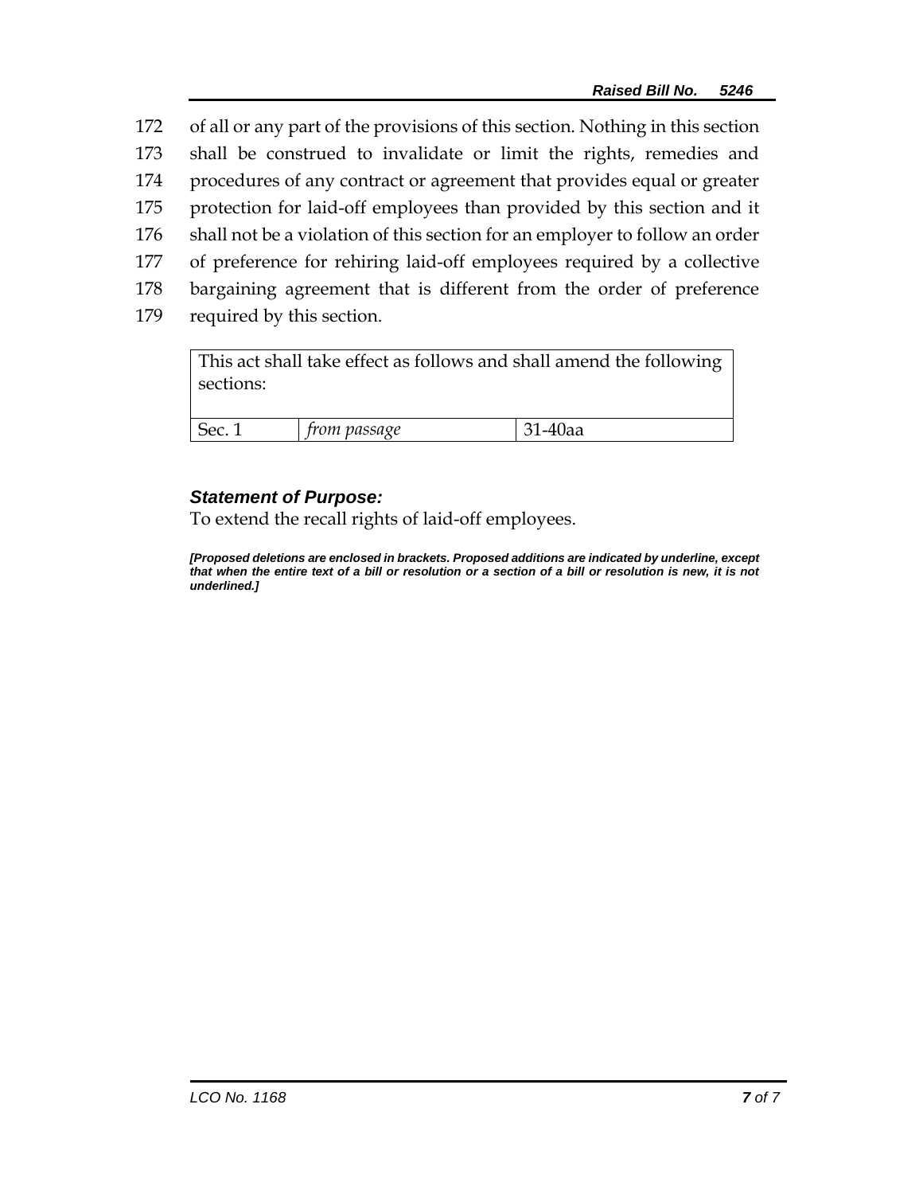172 of all or any part of the provisions of this section. Nothing in this section
173 shall be construed to invalidate or limit the rights, remedies and
174 procedures of any contract or agreement that provides equal or greater
175 protection for laid-off employees than provided by this section and it
176 shall not be a violation of this section for an employer to follow an order
177 of preference for rehiring laid-off employees required by a collective
178 bargaining agreement that is different from the order of preference
179 required by this section.

| This act shall take effect as follows and shall amend the following sections: | | |
|---|---|---|
| Sec. 1 | *from passage* | 31-40aa |

### *Statement of Purpose:*

To extend the recall rights of laid-off employees.

***[Proposed deletions are enclosed in brackets. Proposed additions are indicated by underline, except that when the entire text of a bill or resolution or a section of a bill or resolution is new, it is not underlined.]***